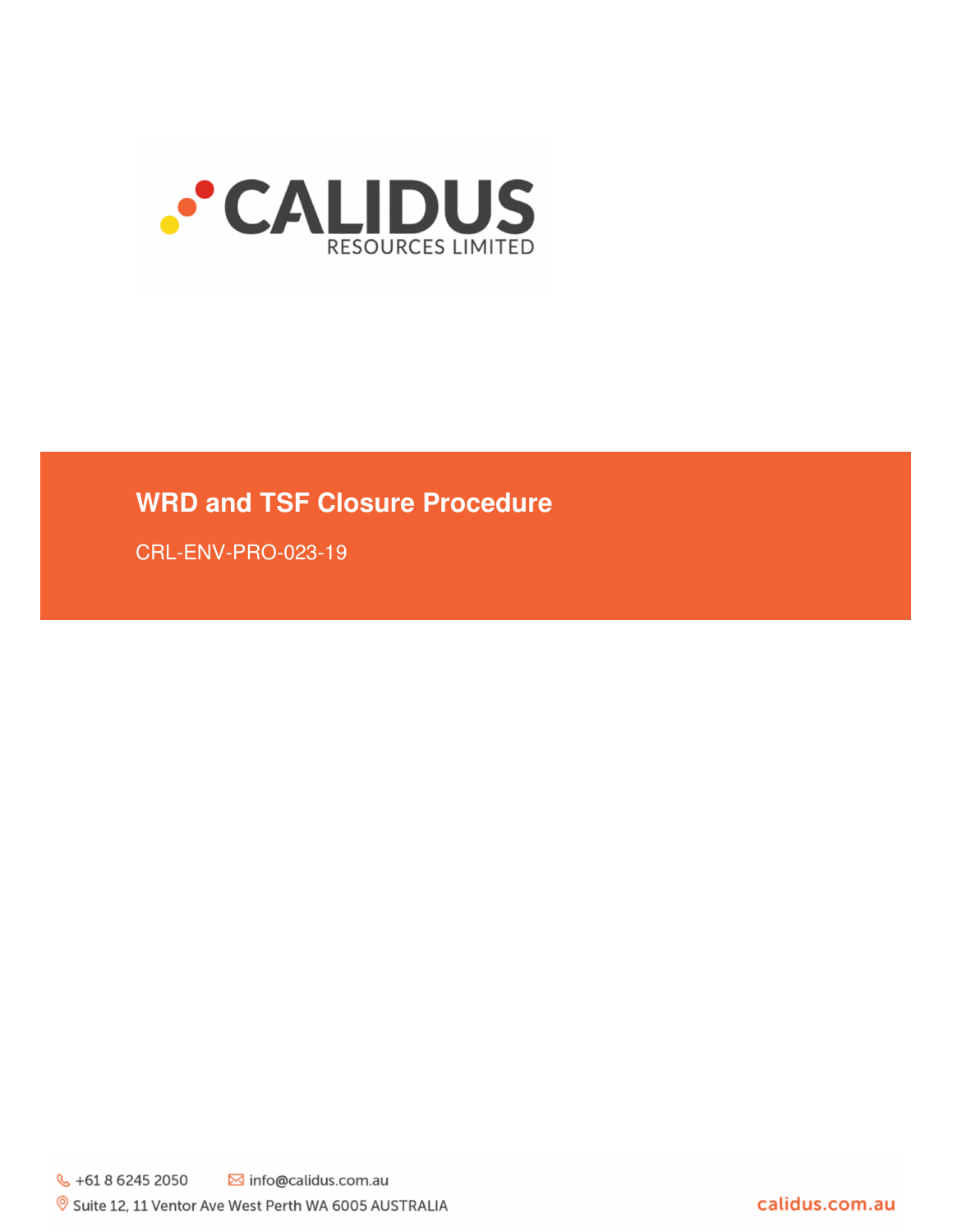CALIDUS

RESOURCES LIMITED

# WRD and TSF Closure Procedure

CRL-ENV-PRO-023-19

+61 8 6245 2050 info@calidus.com.au

Suite 12, 11 Ventor Ave West Perth WA 6005 AUSTRALIA

calidus.com.au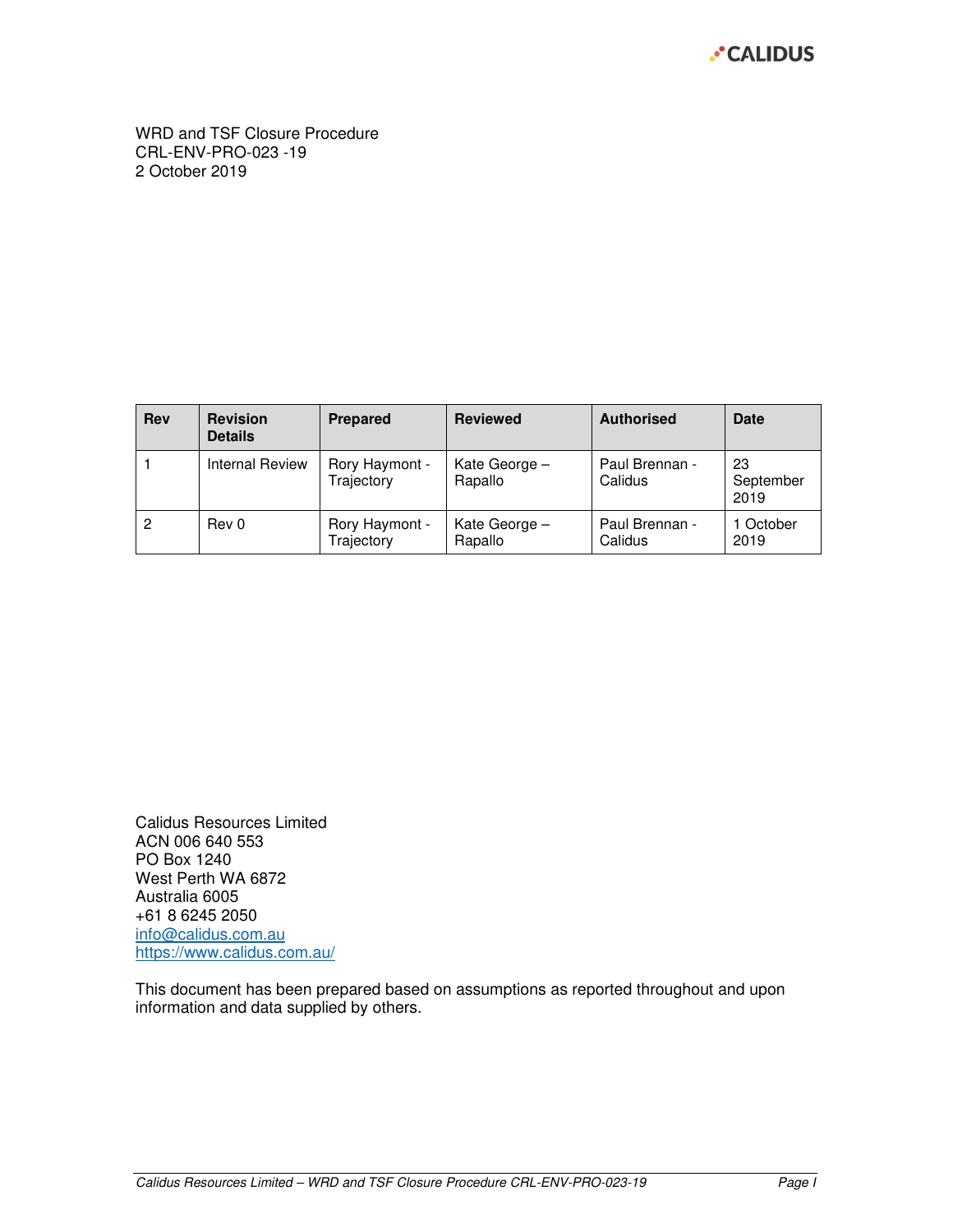WRD and TSF Closure Procedure
CRL-ENV-PRO-023 -19
2 October 2019

| Rev | Revision Details | Prepared | Reviewed | Authorised | Date |
|---|---|---|---|---|---|
| 1 | Internal Review | Rory Haymont - Trajectory | Kate George – Rapallo | Paul Brennan - Calidus | 23 September 2019 |
| 2 | Rev 0 | Rory Haymont - Trajectory | Kate George – Rapallo | Paul Brennan - Calidus | 1 October 2019 |

Calidus Resources Limited
ACN 006 640 553
PO Box 1240
West Perth WA 6872
Australia 6005
+61 8 6245 2050
info@calidus.com.au
https://www.calidus.com.au/

This document has been prepared based on assumptions as reported throughout and upon information and data supplied by others.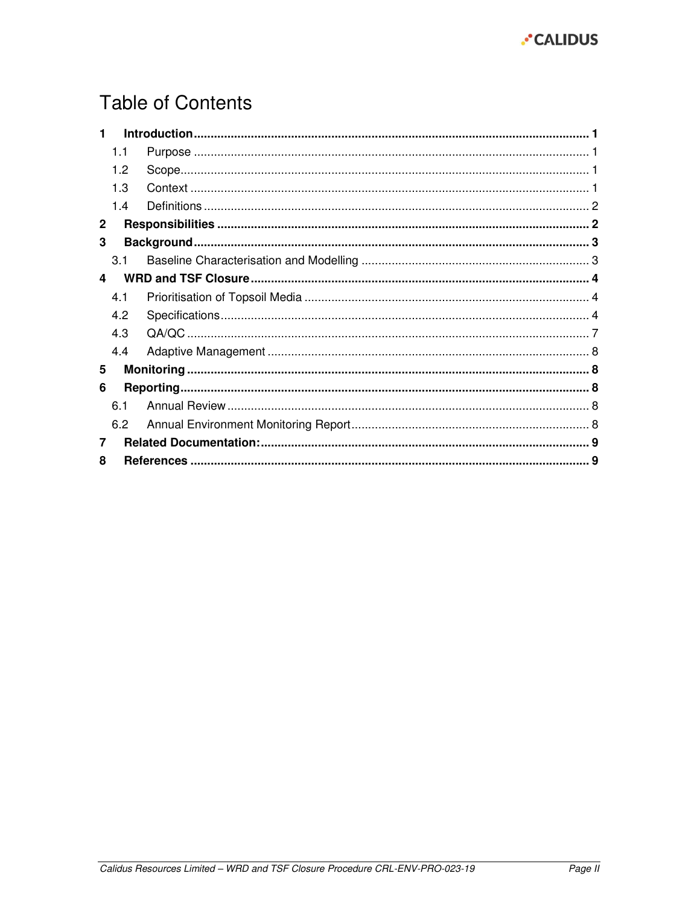# Table of Contents

| | | |
|---|---|---|
| **1** | **Introduction** | **1** |
| 1.1 | Purpose | 1 |
| 1.2 | Scope | 1 |
| 1.3 | Context | 1 |
| 1.4 | Definitions | 2 |
| **2** | **Responsibilities** | **2** |
| **3** | **Background** | **3** |
| 3.1 | Baseline Characterisation and Modelling | 3 |
| **4** | **WRD and TSF Closure** | **4** |
| 4.1 | Prioritisation of Topsoil Media | 4 |
| 4.2 | Specifications | 4 |
| 4.3 | QA/QC | 7 |
| 4.4 | Adaptive Management | 8 |
| **5** | **Monitoring** | **8** |
| **6** | **Reporting** | **8** |
| 6.1 | Annual Review | 8 |
| 6.2 | Annual Environment Monitoring Report | 8 |
| **7** | **Related Documentation:** | **9** |
| **8** | **References** | **9** |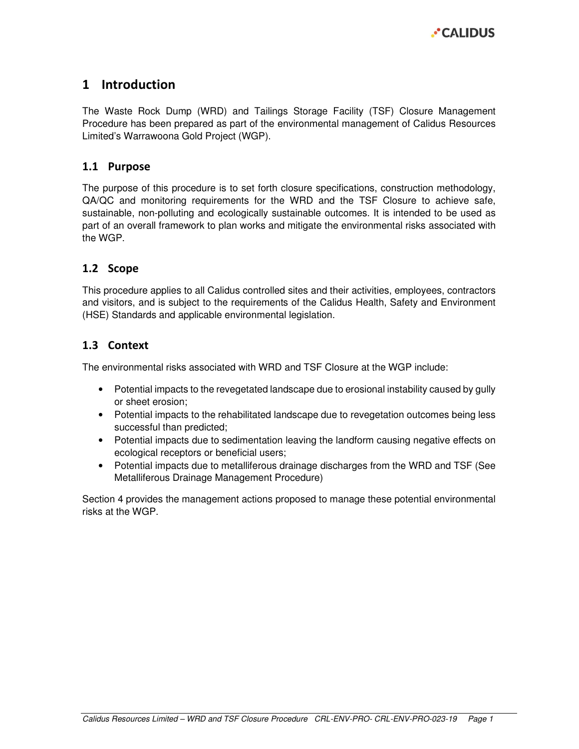# 1 Introduction

The Waste Rock Dump (WRD) and Tailings Storage Facility (TSF) Closure Management Procedure has been prepared as part of the environmental management of Calidus Resources Limited's Warrawoona Gold Project (WGP).

## 1.1 Purpose

The purpose of this procedure is to set forth closure specifications, construction methodology, QA/QC and monitoring requirements for the WRD and the TSF Closure to achieve safe, sustainable, non-polluting and ecologically sustainable outcomes. It is intended to be used as part of an overall framework to plan works and mitigate the environmental risks associated with the WGP.

## 1.2 Scope

This procedure applies to all Calidus controlled sites and their activities, employees, contractors and visitors, and is subject to the requirements of the Calidus Health, Safety and Environment (HSE) Standards and applicable environmental legislation.

## 1.3 Context

The environmental risks associated with WRD and TSF Closure at the WGP include:

- Potential impacts to the revegetated landscape due to erosional instability caused by gully or sheet erosion;
- Potential impacts to the rehabilitated landscape due to revegetation outcomes being less successful than predicted;
- Potential impacts due to sedimentation leaving the landform causing negative effects on ecological receptors or beneficial users;
- Potential impacts due to metalliferous drainage discharges from the WRD and TSF (See Metalliferous Drainage Management Procedure)

Section 4 provides the management actions proposed to manage these potential environmental risks at the WGP.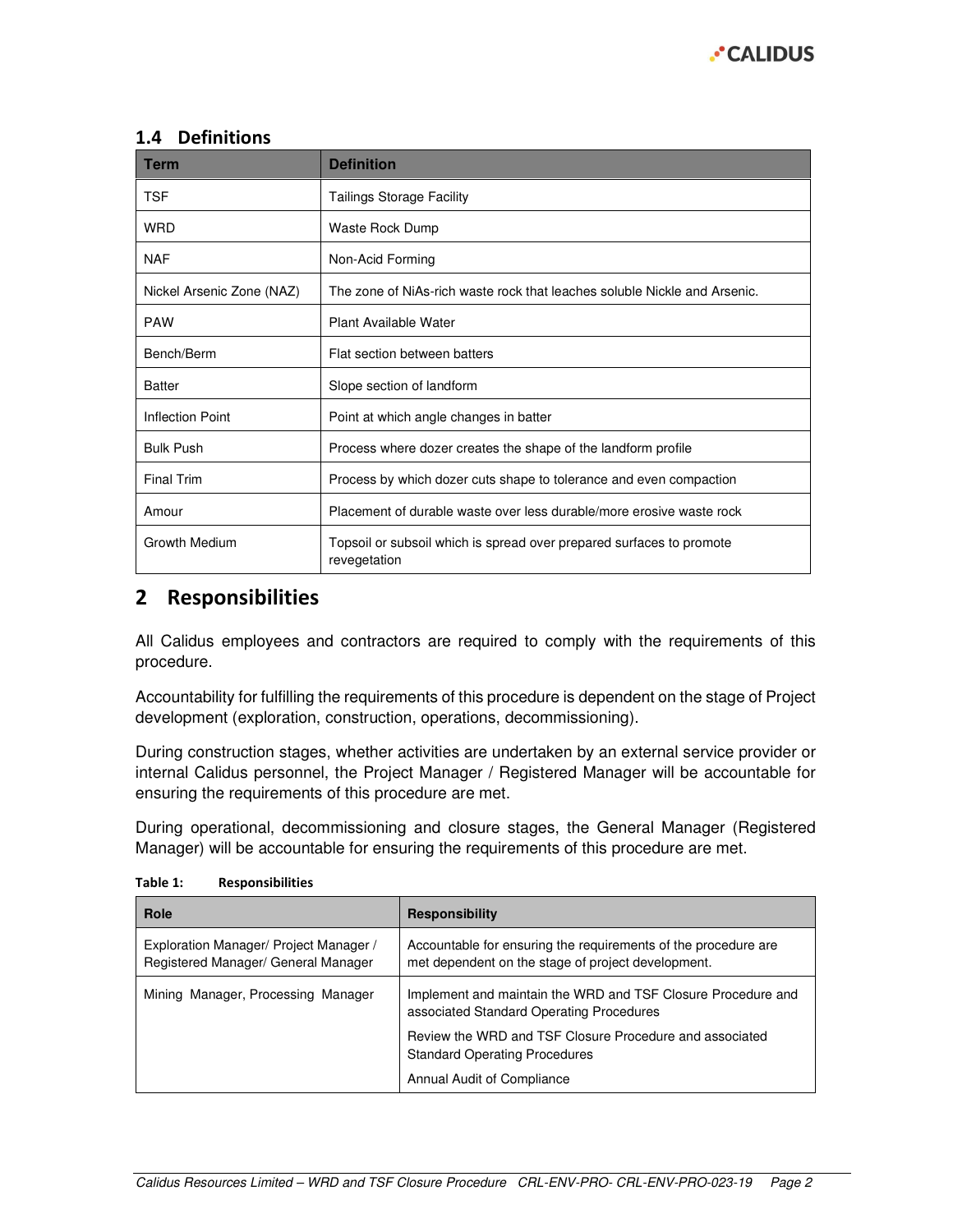### 1.4 Definitions

| Term | Definition |
| --- | --- |
| TSF | Tailings Storage Facility |
| WRD | Waste Rock Dump |
| NAF | Non-Acid Forming |
| Nickel Arsenic Zone (NAZ) | The zone of NiAs-rich waste rock that leaches soluble Nickle and Arsenic. |
| PAW | Plant Available Water |
| Bench/Berm | Flat section between batters |
| Batter | Slope section of landform |
| Inflection Point | Point at which angle changes in batter |
| Bulk Push | Process where dozer creates the shape of the landform profile |
| Final Trim | Process by which dozer cuts shape to tolerance and even compaction |
| Amour | Placement of durable waste over less durable/more erosive waste rock |
| Growth Medium | Topsoil or subsoil which is spread over prepared surfaces to promote revegetation |

# 2 Responsibilities

All Calidus employees and contractors are required to comply with the requirements of this procedure.

Accountability for fulfilling the requirements of this procedure is dependent on the stage of Project development (exploration, construction, operations, decommissioning).

During construction stages, whether activities are undertaken by an external service provider or internal Calidus personnel, the Project Manager / Registered Manager will be accountable for ensuring the requirements of this procedure are met.

During operational, decommissioning and closure stages, the General Manager (Registered Manager) will be accountable for ensuring the requirements of this procedure are met.

**Table 1: Responsibilities**

| Role | Responsibility |
| --- | --- |
| Exploration Manager/ Project Manager / Registered Manager/ General Manager | Accountable for ensuring the requirements of the procedure are met dependent on the stage of project development. |
| Mining Manager, Processing Manager | Implement and maintain the WRD and TSF Closure Procedure and associated Standard Operating Procedures<br><br>Review the WRD and TSF Closure Procedure and associated Standard Operating Procedures<br><br>Annual Audit of Compliance |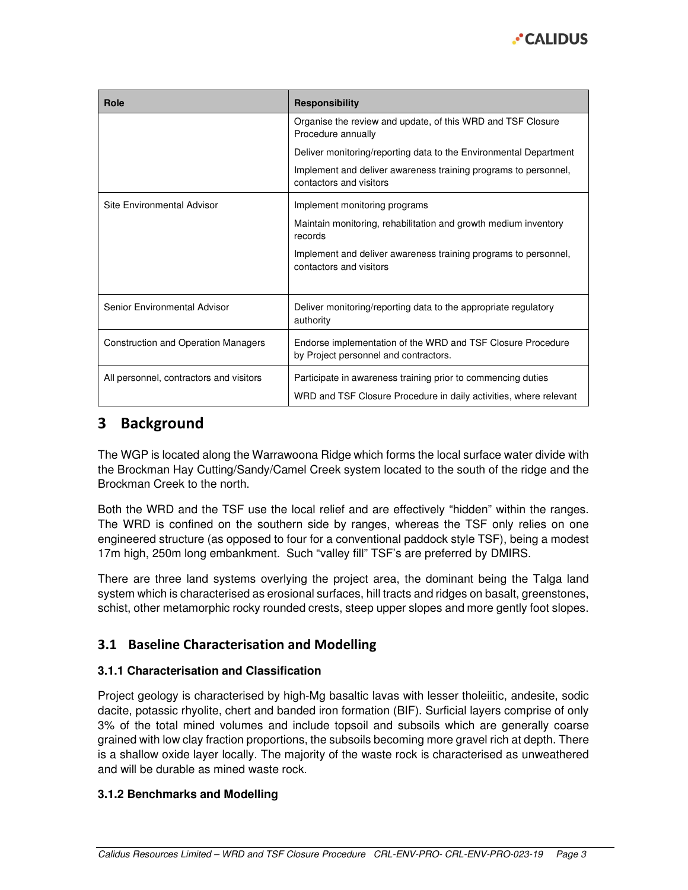| Role | Responsibility |
|---|---|
| | Organise the review and update, of this WRD and TSF Closure Procedure annually<br>Deliver monitoring/reporting data to the Environmental Department<br>Implement and deliver awareness training programs to personnel, contactors and visitors |
| Site Environmental Advisor | Implement monitoring programs<br>Maintain monitoring, rehabilitation and growth medium inventory records<br>Implement and deliver awareness training programs to personnel, contactors and visitors |
| Senior Environmental Advisor | Deliver monitoring/reporting data to the appropriate regulatory authority |
| Construction and Operation Managers | Endorse implementation of the WRD and TSF Closure Procedure by Project personnel and contractors. |
| All personnel, contractors and visitors | Participate in awareness training prior to commencing duties<br>WRD and TSF Closure Procedure in daily activities, where relevant |

# 3 Background

The WGP is located along the Warrawoona Ridge which forms the local surface water divide with the Brockman Hay Cutting/Sandy/Camel Creek system located to the south of the ridge and the Brockman Creek to the north.

Both the WRD and the TSF use the local relief and are effectively "hidden" within the ranges. The WRD is confined on the southern side by ranges, whereas the TSF only relies on one engineered structure (as opposed to four for a conventional paddock style TSF), being a modest 17m high, 250m long embankment. Such "valley fill" TSF's are preferred by DMIRS.

There are three land systems overlying the project area, the dominant being the Talga land system which is characterised as erosional surfaces, hill tracts and ridges on basalt, greenstones, schist, other metamorphic rocky rounded crests, steep upper slopes and more gently foot slopes.

## 3.1 Baseline Characterisation and Modelling

### 3.1.1 Characterisation and Classification

Project geology is characterised by high-Mg basaltic lavas with lesser tholeiitic, andesite, sodic dacite, potassic rhyolite, chert and banded iron formation (BIF). Surficial layers comprise of only 3% of the total mined volumes and include topsoil and subsoils which are generally coarse grained with low clay fraction proportions, the subsoils becoming more gravel rich at depth. There is a shallow oxide layer locally. The majority of the waste rock is characterised as unweathered and will be durable as mined waste rock.

### 3.1.2 Benchmarks and Modelling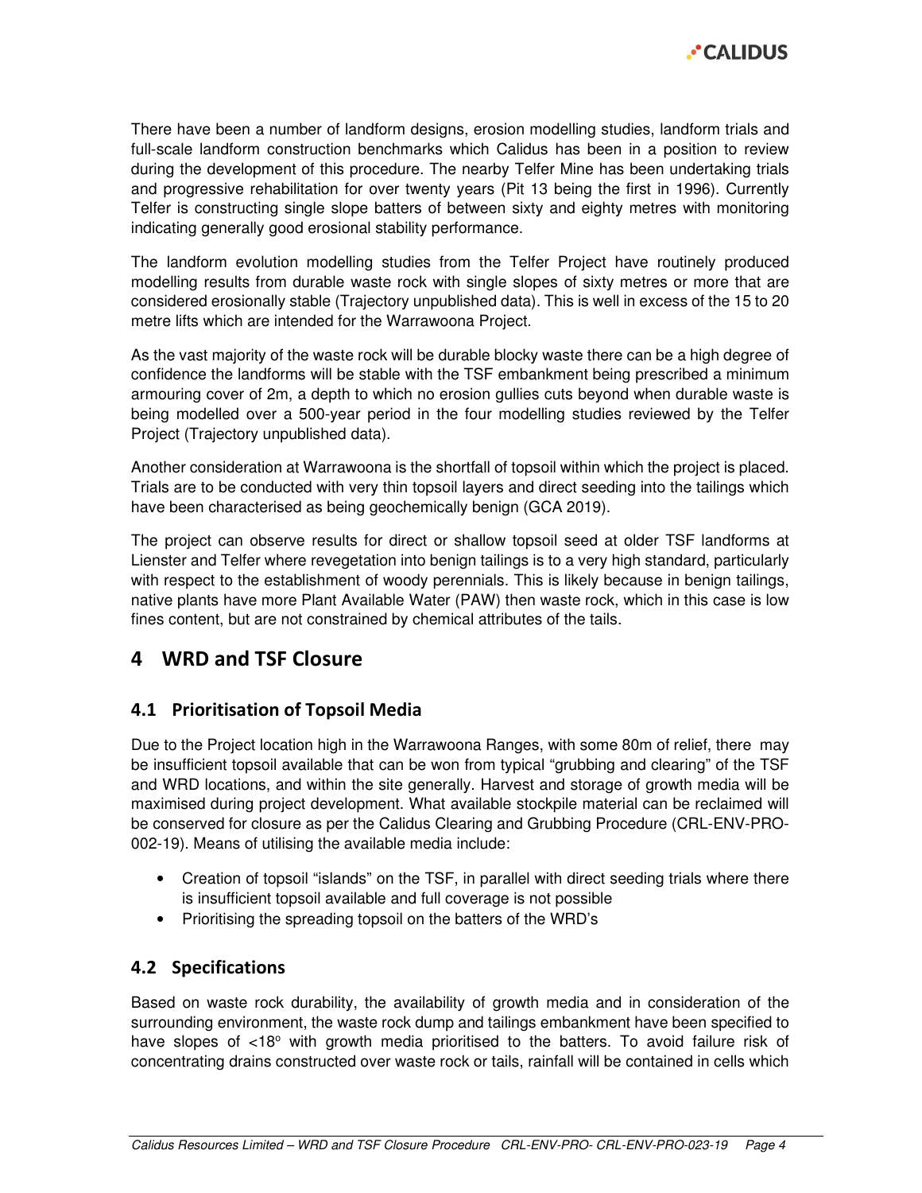There have been a number of landform designs, erosion modelling studies, landform trials and full-scale landform construction benchmarks which Calidus has been in a position to review during the development of this procedure. The nearby Telfer Mine has been undertaking trials and progressive rehabilitation for over twenty years (Pit 13 being the first in 1996). Currently Telfer is constructing single slope batters of between sixty and eighty metres with monitoring indicating generally good erosional stability performance.

The landform evolution modelling studies from the Telfer Project have routinely produced modelling results from durable waste rock with single slopes of sixty metres or more that are considered erosionally stable (Trajectory unpublished data). This is well in excess of the 15 to 20 metre lifts which are intended for the Warrawoona Project.

As the vast majority of the waste rock will be durable blocky waste there can be a high degree of confidence the landforms will be stable with the TSF embankment being prescribed a minimum armouring cover of 2m, a depth to which no erosion gullies cuts beyond when durable waste is being modelled over a 500-year period in the four modelling studies reviewed by the Telfer Project (Trajectory unpublished data).

Another consideration at Warrawoona is the shortfall of topsoil within which the project is placed. Trials are to be conducted with very thin topsoil layers and direct seeding into the tailings which have been characterised as being geochemically benign (GCA 2019).

The project can observe results for direct or shallow topsoil seed at older TSF landforms at Lienster and Telfer where revegetation into benign tailings is to a very high standard, particularly with respect to the establishment of woody perennials. This is likely because in benign tailings, native plants have more Plant Available Water (PAW) then waste rock, which in this case is low fines content, but are not constrained by chemical attributes of the tails.

# 4 WRD and TSF Closure

## 4.1 Prioritisation of Topsoil Media

Due to the Project location high in the Warrawoona Ranges, with some 80m of relief, there may be insufficient topsoil available that can be won from typical "grubbing and clearing" of the TSF and WRD locations, and within the site generally. Harvest and storage of growth media will be maximised during project development. What available stockpile material can be reclaimed will be conserved for closure as per the Calidus Clearing and Grubbing Procedure (CRL-ENV-PRO-002-19). Means of utilising the available media include:

- Creation of topsoil "islands" on the TSF, in parallel with direct seeding trials where there is insufficient topsoil available and full coverage is not possible
- Prioritising the spreading topsoil on the batters of the WRD's

## 4.2 Specifications

Based on waste rock durability, the availability of growth media and in consideration of the surrounding environment, the waste rock dump and tailings embankment have been specified to have slopes of <18º with growth media prioritised to the batters. To avoid failure risk of concentrating drains constructed over waste rock or tails, rainfall will be contained in cells which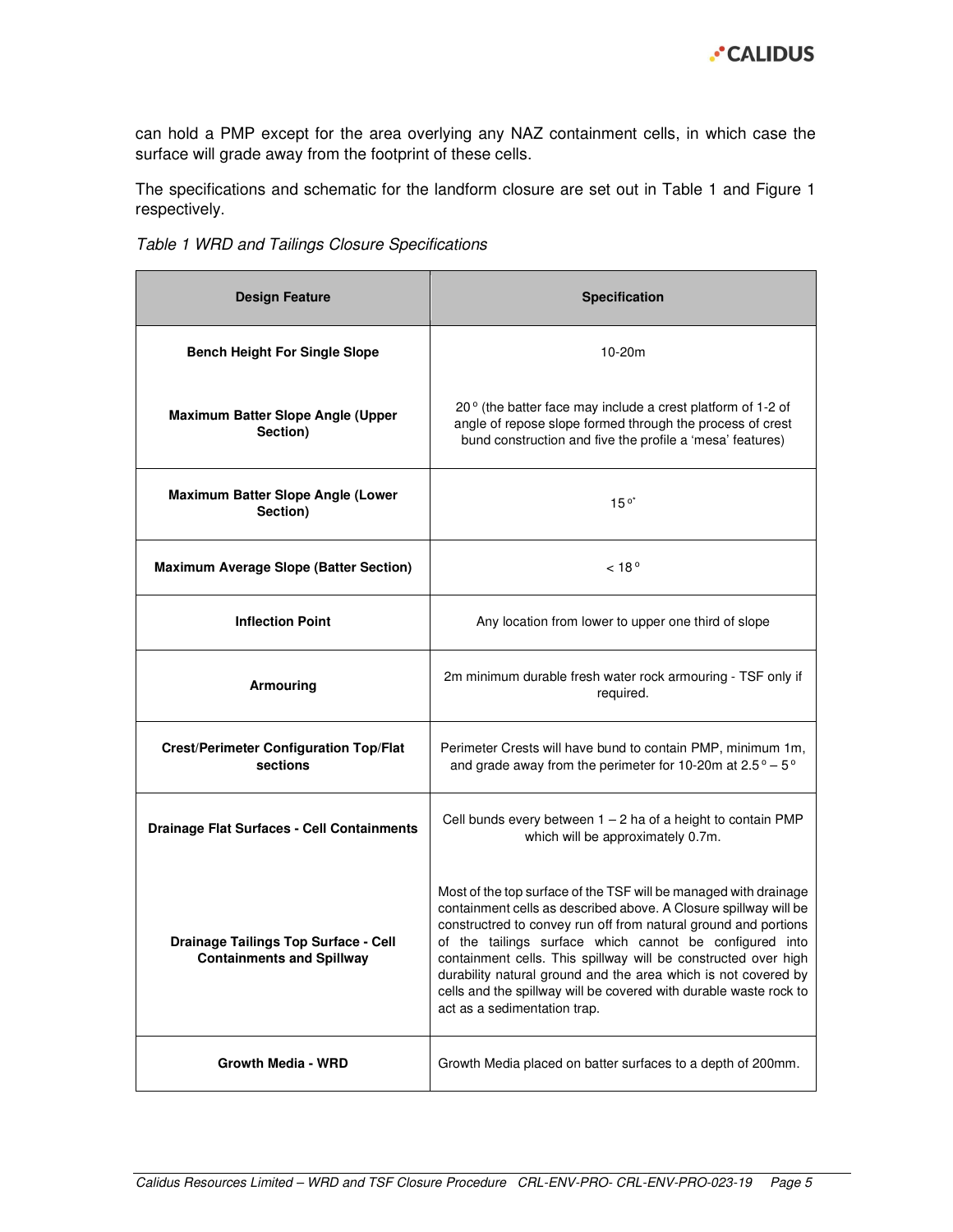can hold a PMP except for the area overlying any NAZ containment cells, in which case the surface will grade away from the footprint of these cells.

The specifications and schematic for the landform closure are set out in Table 1 and Figure 1 respectively.

*Table 1 WRD and Tailings Closure Specifications*

| Design Feature | Specification |
|---|---|
| **Bench Height For Single Slope** | 10-20m |
| **Maximum Batter Slope Angle (Upper Section)** | 20° (the batter face may include a crest platform of 1-2 of angle of repose slope formed through the process of crest bund construction and five the profile a 'mesa' features) |
| **Maximum Batter Slope Angle (Lower Section)** | 15°* |
| **Maximum Average Slope (Batter Section)** | < 18° |
| **Inflection Point** | Any location from lower to upper one third of slope |
| **Armouring** | 2m minimum durable fresh water rock armouring - TSF only if required. |
| **Crest/Perimeter Configuration Top/Flat sections** | Perimeter Crests will have bund to contain PMP, minimum 1m, and grade away from the perimeter for 10-20m at 2.5° – 5° |
| **Drainage Flat Surfaces - Cell Containments** | Cell bunds every between 1 – 2 ha of a height to contain PMP which will be approximately 0.7m. |
| **Drainage Tailings Top Surface - Cell Containments and Spillway** | Most of the top surface of the TSF will be managed with drainage containment cells as described above. A Closure spillway will be constructred to convey run off from natural ground and portions of the tailings surface which cannot be configured into containment cells. This spillway will be constructed over high durability natural ground and the area which is not covered by cells and the spillway will be covered with durable waste rock to act as a sedimentation trap. |
| **Growth Media - WRD** | Growth Media placed on batter surfaces to a depth of 200mm. |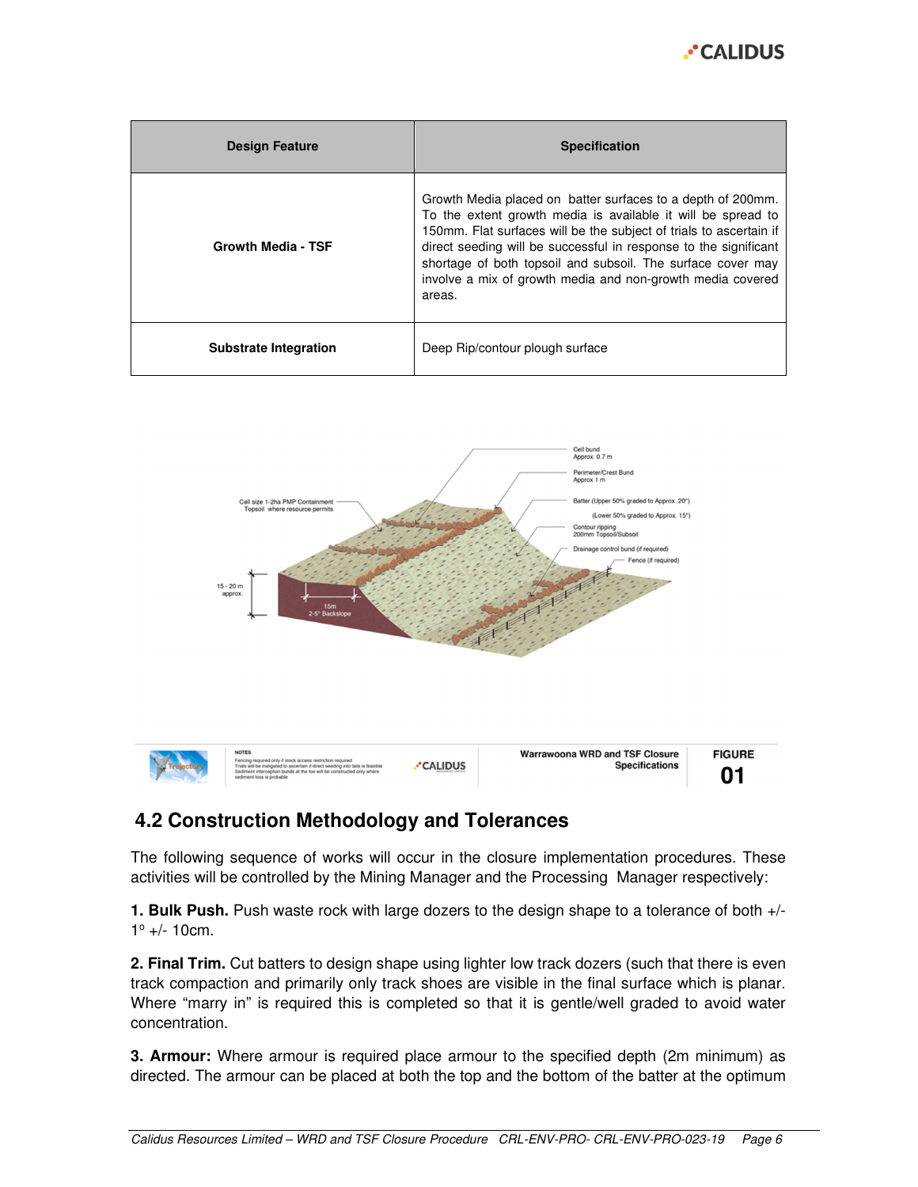| Design Feature | Specification |
| --- | --- |
| Growth Media - TSF | Growth Media placed on batter surfaces to a depth of 200mm. To the extent growth media is available it will be spread to 150mm. Flat surfaces will be the subject of trials to ascertain if direct seeding will be successful in response to the significant shortage of both topsoil and subsoil. The surface cover may involve a mix of growth media and non-growth media covered areas. |
| Substrate Integration | Deep Rip/contour plough surface |

## 4.2 Construction Methodology and Tolerances

The following sequence of works will occur in the closure implementation procedures. These activities will be controlled by the Mining Manager and the Processing Manager respectively:

**1. Bulk Push.** Push waste rock with large dozers to the design shape to a tolerance of both +/- 1° +/- 10cm.

**2. Final Trim.** Cut batters to design shape using lighter low track dozers (such that there is even track compaction and primarily only track shoes are visible in the final surface which is planar. Where "marry in" is required this is completed so that it is gentle/well graded to avoid water concentration.

**3. Armour:** Where armour is required place armour to the specified depth (2m minimum) as directed. The armour can be placed at both the top and the bottom of the batter at the optimum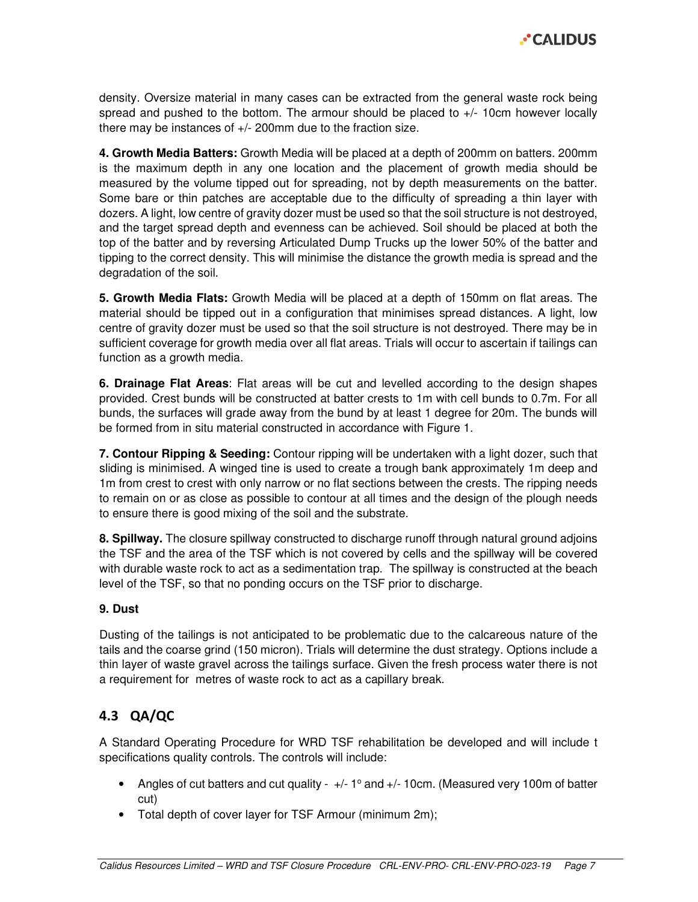density. Oversize material in many cases can be extracted from the general waste rock being spread and pushed to the bottom. The armour should be placed to +/- 10cm however locally there may be instances of +/- 200mm due to the fraction size.

**4. Growth Media Batters:** Growth Media will be placed at a depth of 200mm on batters. 200mm is the maximum depth in any one location and the placement of growth media should be measured by the volume tipped out for spreading, not by depth measurements on the batter. Some bare or thin patches are acceptable due to the difficulty of spreading a thin layer with dozers. A light, low centre of gravity dozer must be used so that the soil structure is not destroyed, and the target spread depth and evenness can be achieved. Soil should be placed at both the top of the batter and by reversing Articulated Dump Trucks up the lower 50% of the batter and tipping to the correct density. This will minimise the distance the growth media is spread and the degradation of the soil.

**5. Growth Media Flats:** Growth Media will be placed at a depth of 150mm on flat areas. The material should be tipped out in a configuration that minimises spread distances. A light, low centre of gravity dozer must be used so that the soil structure is not destroyed. There may be in sufficient coverage for growth media over all flat areas. Trials will occur to ascertain if tailings can function as a growth media.

**6. Drainage Flat Areas**: Flat areas will be cut and levelled according to the design shapes provided. Crest bunds will be constructed at batter crests to 1m with cell bunds to 0.7m. For all bunds, the surfaces will grade away from the bund by at least 1 degree for 20m. The bunds will be formed from in situ material constructed in accordance with Figure 1.

**7. Contour Ripping & Seeding:** Contour ripping will be undertaken with a light dozer, such that sliding is minimised. A winged tine is used to create a trough bank approximately 1m deep and 1m from crest to crest with only narrow or no flat sections between the crests. The ripping needs to remain on or as close as possible to contour at all times and the design of the plough needs to ensure there is good mixing of the soil and the substrate.

**8. Spillway.** The closure spillway constructed to discharge runoff through natural ground adjoins the TSF and the area of the TSF which is not covered by cells and the spillway will be covered with durable waste rock to act as a sedimentation trap. The spillway is constructed at the beach level of the TSF, so that no ponding occurs on the TSF prior to discharge.

**9. Dust**

Dusting of the tailings is not anticipated to be problematic due to the calcareous nature of the tails and the coarse grind (150 micron). Trials will determine the dust strategy. Options include a thin layer of waste gravel across the tailings surface. Given the fresh process water there is not a requirement for metres of waste rock to act as a capillary break.

## 4.3 QA/QC

A Standard Operating Procedure for WRD TSF rehabilitation be developed and will include t specifications quality controls. The controls will include:

- Angles of cut batters and cut quality - +/- 1° and +/- 10cm. (Measured very 100m of batter cut)
- Total depth of cover layer for TSF Armour (minimum 2m);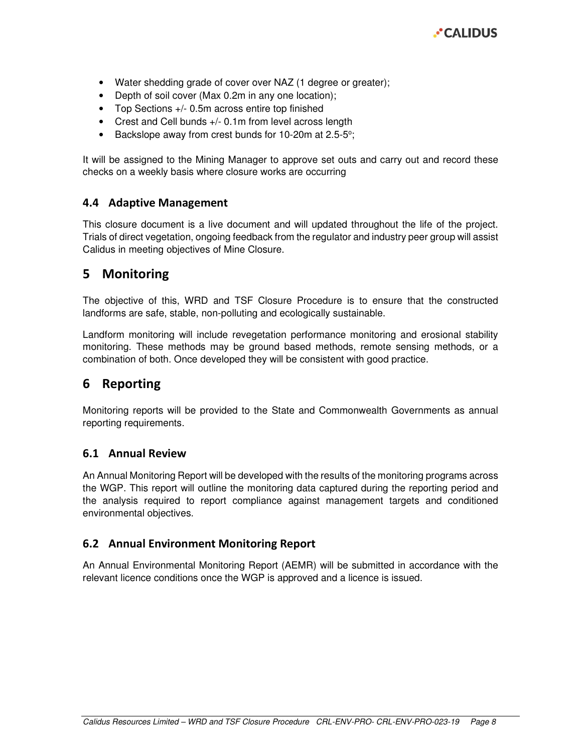- Water shedding grade of cover over NAZ (1 degree or greater);
- Depth of soil cover (Max 0.2m in any one location);
- Top Sections +/- 0.5m across entire top finished
- Crest and Cell bunds +/- 0.1m from level across length
- Backslope away from crest bunds for 10-20m at 2.5-5°;

It will be assigned to the Mining Manager to approve set outs and carry out and record these checks on a weekly basis where closure works are occurring

### 4.4 Adaptive Management

This closure document is a live document and will updated throughout the life of the project. Trials of direct vegetation, ongoing feedback from the regulator and industry peer group will assist Calidus in meeting objectives of Mine Closure.

## 5 Monitoring

The objective of this, WRD and TSF Closure Procedure is to ensure that the constructed landforms are safe, stable, non-polluting and ecologically sustainable.

Landform monitoring will include revegetation performance monitoring and erosional stability monitoring. These methods may be ground based methods, remote sensing methods, or a combination of both. Once developed they will be consistent with good practice.

## 6 Reporting

Monitoring reports will be provided to the State and Commonwealth Governments as annual reporting requirements.

### 6.1 Annual Review

An Annual Monitoring Report will be developed with the results of the monitoring programs across the WGP. This report will outline the monitoring data captured during the reporting period and the analysis required to report compliance against management targets and conditioned environmental objectives.

### 6.2 Annual Environment Monitoring Report

An Annual Environmental Monitoring Report (AEMR) will be submitted in accordance with the relevant licence conditions once the WGP is approved and a licence is issued.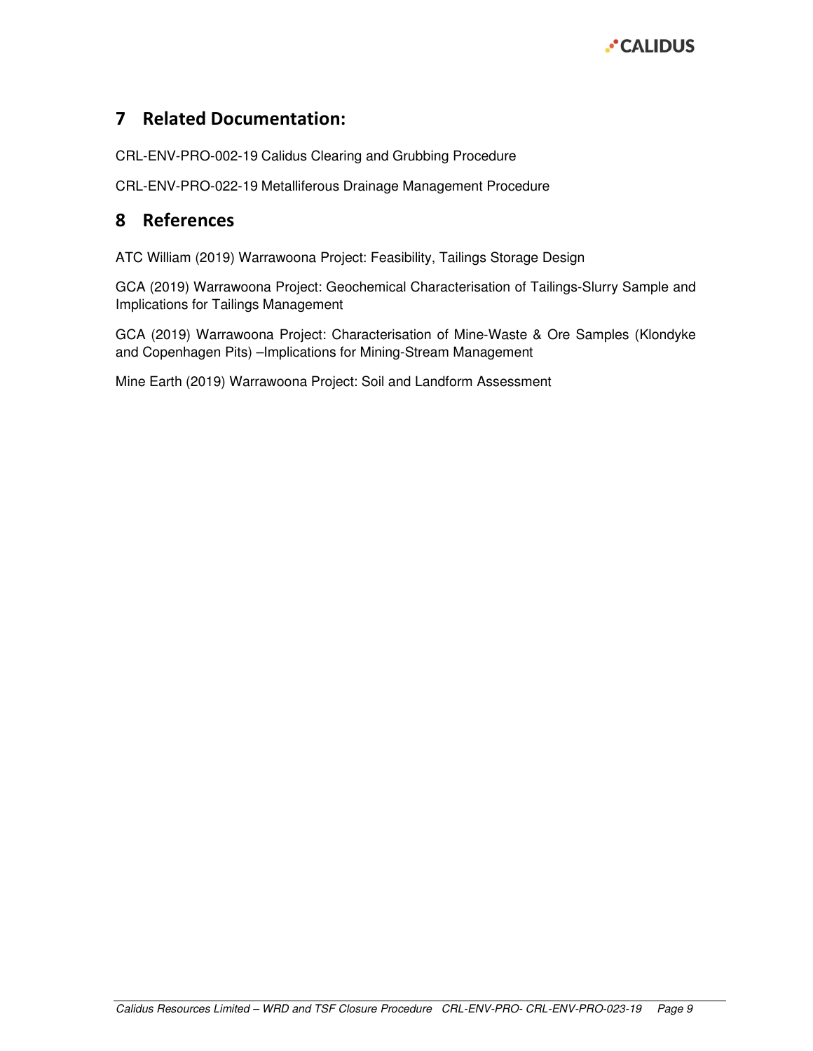## 7 Related Documentation:

CRL-ENV-PRO-002-19 Calidus Clearing and Grubbing Procedure

CRL-ENV-PRO-022-19 Metalliferous Drainage Management Procedure

## 8 References

ATC William (2019) Warrawoona Project: Feasibility, Tailings Storage Design

GCA (2019) Warrawoona Project: Geochemical Characterisation of Tailings-Slurry Sample and Implications for Tailings Management

GCA (2019) Warrawoona Project: Characterisation of Mine-Waste & Ore Samples (Klondyke and Copenhagen Pits) –Implications for Mining-Stream Management

Mine Earth (2019) Warrawoona Project: Soil and Landform Assessment